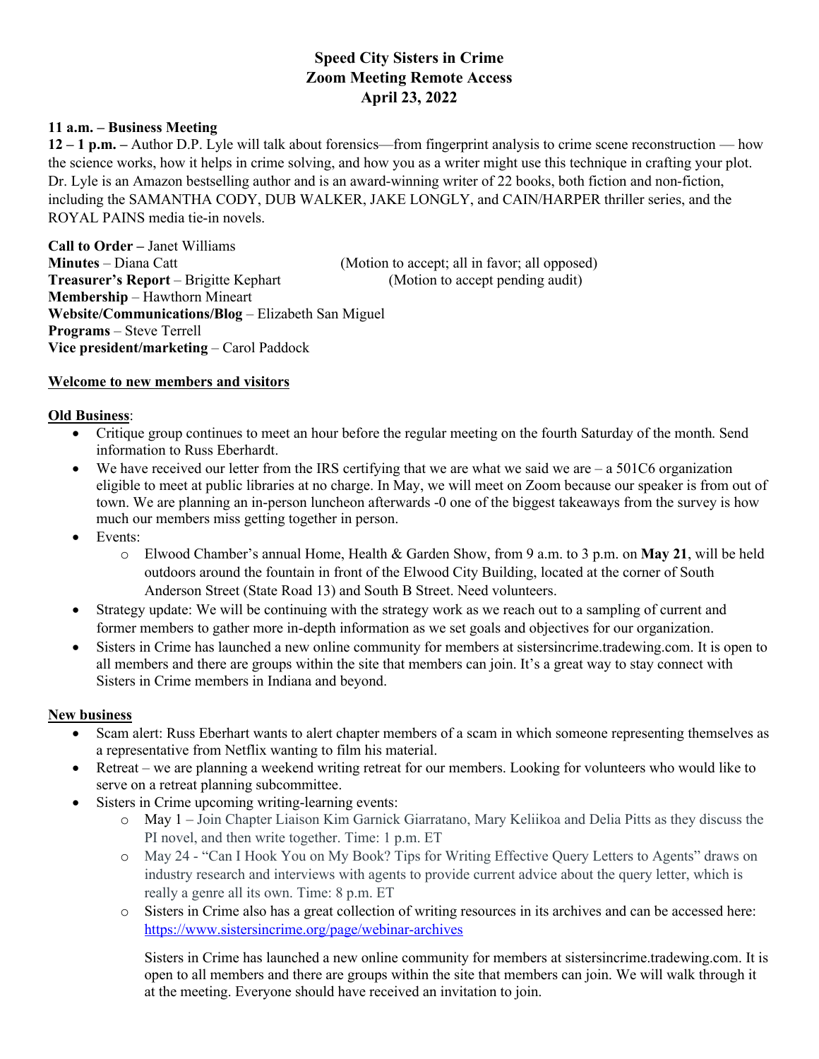# Speed City Sisters in Crime
## Zoom Meeting Remote Access
## April 23, 2022

**11 a.m. – Business Meeting**

**12 – 1 p.m. –** Author D.P. Lyle will talk about forensics—from fingerprint analysis to crime scene reconstruction — how the science works, how it helps in crime solving, and how you as a writer might use this technique in crafting your plot. Dr. Lyle is an Amazon bestselling author and is an award-winning writer of 22 books, both fiction and non-fiction, including the SAMANTHA CODY, DUB WALKER, JAKE LONGLY, and CAIN/HARPER thriller series, and the ROYAL PAINS media tie-in novels.

**Call to Order –** Janet Williams
**Minutes** – Diana Catt (Motion to accept; all in favor; all opposed)
**Treasurer's Report** – Brigitte Kephart (Motion to accept pending audit)
**Membership** – Hawthorn Mineart
**Website/Communications/Blog** – Elizabeth San Miguel
**Programs** – Steve Terrell
**Vice president/marketing** – Carol Paddock

**<u>Welcome to new members and visitors</u>**

**<u>Old Business</u>**:

- Critique group continues to meet an hour before the regular meeting on the fourth Saturday of the month. Send information to Russ Eberhardt.
- We have received our letter from the IRS certifying that we are what we said we are – a 501C6 organization eligible to meet at public libraries at no charge. In May, we will meet on Zoom because our speaker is from out of town. We are planning an in-person luncheon afterwards -0 one of the biggest takeaways from the survey is how much our members miss getting together in person.
- Events:
  - Elwood Chamber's annual Home, Health & Garden Show, from 9 a.m. to 3 p.m. on **May 21**, will be held outdoors around the fountain in front of the Elwood City Building, located at the corner of South Anderson Street (State Road 13) and South B Street. Need volunteers.
- Strategy update: We will be continuing with the strategy work as we reach out to a sampling of current and former members to gather more in-depth information as we set goals and objectives for our organization.
- Sisters in Crime has launched a new online community for members at sistersincrime.tradewing.com. It is open to all members and there are groups within the site that members can join. It's a great way to stay connect with Sisters in Crime members in Indiana and beyond.

**<u>New business</u>**

- Scam alert: Russ Eberhart wants to alert chapter members of a scam in which someone representing themselves as a representative from Netflix wanting to film his material.
- Retreat – we are planning a weekend writing retreat for our members. Looking for volunteers who would like to serve on a retreat planning subcommittee.
- Sisters in Crime upcoming writing-learning events:
  - May 1 – Join Chapter Liaison Kim Garnick Giarratano, Mary Keliikoa and Delia Pitts as they discuss the PI novel, and then write together. Time: 1 p.m. ET
  - May 24 - "Can I Hook You on My Book? Tips for Writing Effective Query Letters to Agents" draws on industry research and interviews with agents to provide current advice about the query letter, which is really a genre all its own. Time: 8 p.m. ET
  - Sisters in Crime also has a great collection of writing resources in its archives and can be accessed here: https://www.sistersincrime.org/page/webinar-archives

    Sisters in Crime has launched a new online community for members at sistersincrime.tradewing.com. It is open to all members and there are groups within the site that members can join. We will walk through it at the meeting. Everyone should have received an invitation to join.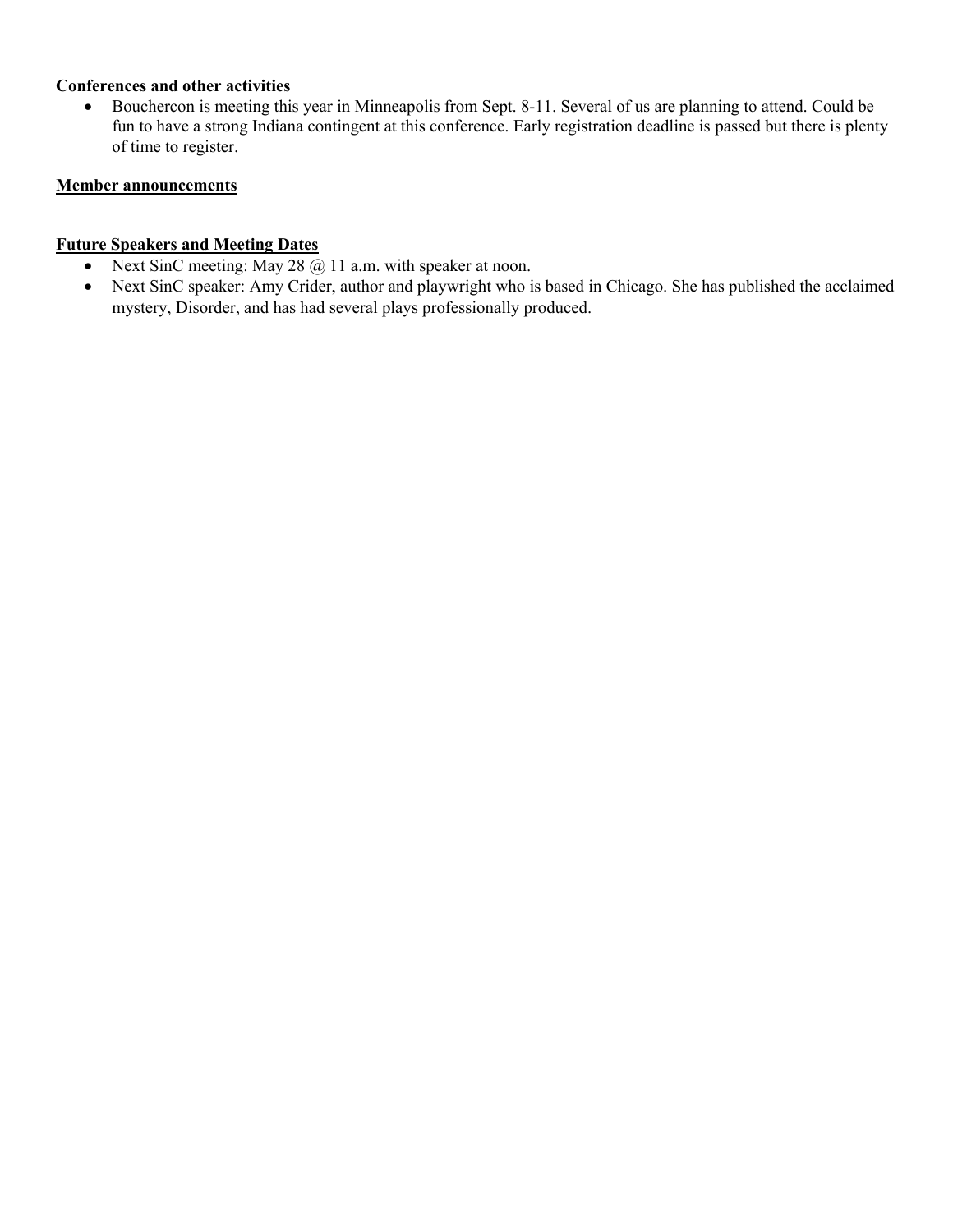**Conferences and other activities**

- Bouchercon is meeting this year in Minneapolis from Sept. 8-11. Several of us are planning to attend. Could be fun to have a strong Indiana contingent at this conference. Early registration deadline is passed but there is plenty of time to register.

**Member announcements**

**Future Speakers and Meeting Dates**

- Next SinC meeting: May 28 @ 11 a.m. with speaker at noon.
- Next SinC speaker: Amy Crider, author and playwright who is based in Chicago. She has published the acclaimed mystery, Disorder, and has had several plays professionally produced.